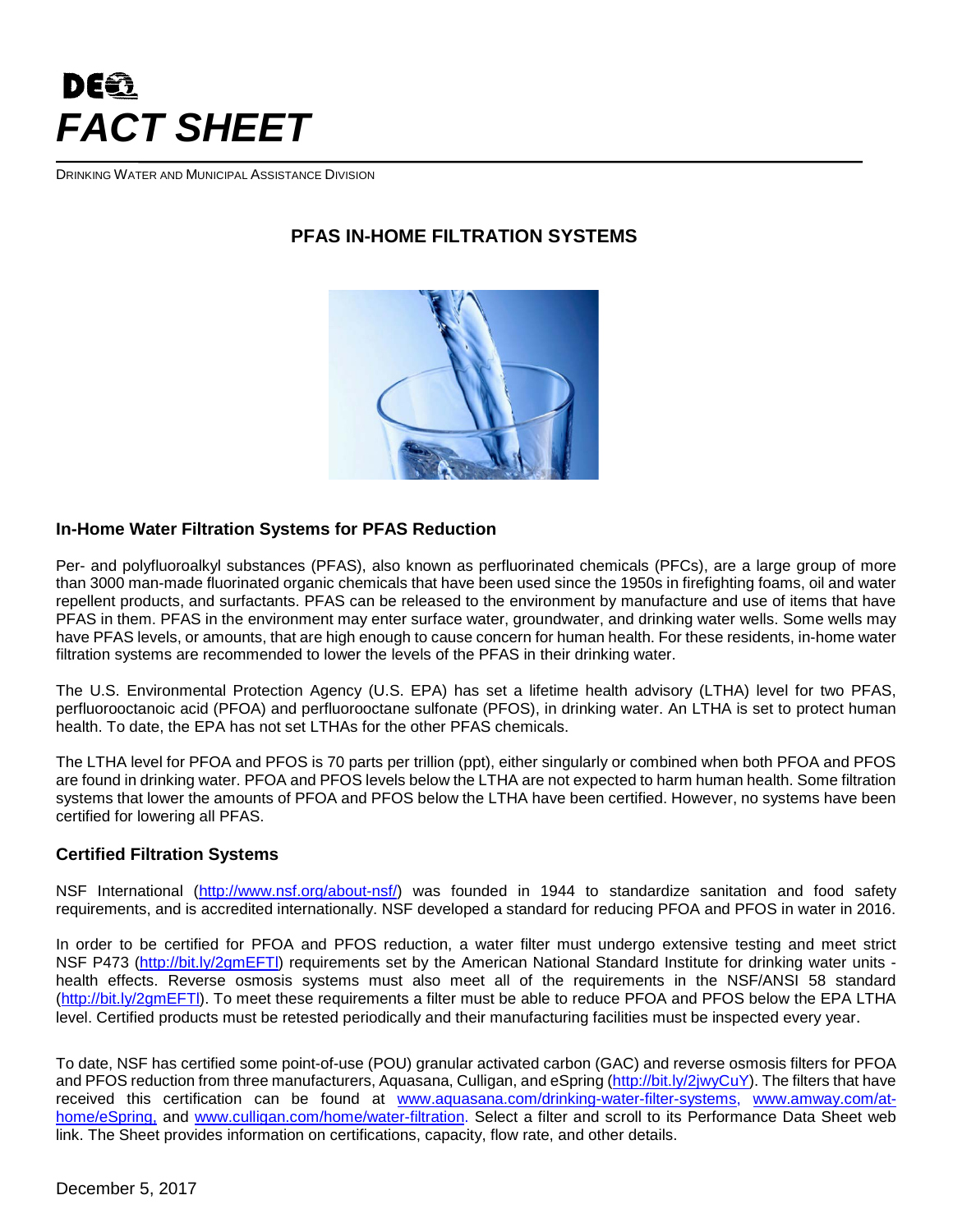DES

# *FACT SHEET*

DRINKING WATER AND MUNICIPAL ASSISTANCE DIVISION

## PFAS IN-HOME FILTRATION SYSTEMS

### In-Home Water Filtration Systems for PFAS Reduction

Per- and polyfluoroalkyl substances (PFAS), also known as perfluorinated chemicals (PFCs), are a large group of more than 3000 man-made fluorinated organic chemicals that have been used since the 1950s in firefighting foams, oil and water repellent products, and surfactants. PFAS can be released to the environment by manufacture and use of items that have PFAS in them. PFAS in the environment may enter surface water, groundwater, and drinking water wells. Some wells may have PFAS levels, or amounts, that are high enough to cause concern for human health. For these residents, in-home water filtration systems are recommended to lower the levels of the PFAS in their drinking water.

The U.S. Environmental Protection Agency (U.S. EPA) has set a lifetime health advisory (LTHA) level for two PFAS, perfluorooctanoic acid (PFOA) and perfluorooctane sulfonate (PFOS), in drinking water. An LTHA is set to protect human health. To date, the EPA has not set LTHAs for the other PFAS chemicals.

The LTHA level for PFOA and PFOS is 70 parts per trillion (ppt), either singularly or combined when both PFOA and PFOS are found in drinking water. PFOA and PFOS levels below the LTHA are not expected to harm human health. Some filtration systems that lower the amounts of PFOA and PFOS below the LTHA have been certified. However, no systems have been certified for lowering all PFAS.

### Certified Filtration Systems

NSF International (http://www.nsf.org/about-nsf/) was founded in 1944 to standardize sanitation and food safety requirements, and is accredited internationally. NSF developed a standard for reducing PFOA and PFOS in water in 2016.

In order to be certified for PFOA and PFOS reduction, a water filter must undergo extensive testing and meet strict NSF P473 (http://bit.ly/2gmEFTl) requirements set by the American National Standard Institute for drinking water units - health effects. Reverse osmosis systems must also meet all of the requirements in the NSF/ANSI 58 standard (http://bit.ly/2gmEFTl). To meet these requirements a filter must be able to reduce PFOA and PFOS below the EPA LTHA level. Certified products must be retested periodically and their manufacturing facilities must be inspected every year.

To date, NSF has certified some point-of-use (POU) granular activated carbon (GAC) and reverse osmosis filters for PFOA and PFOS reduction from three manufacturers, Aquasana, Culligan, and eSpring (http://bit.ly/2jwyCuY). The filters that have received this certification can be found at www.aquasana.com/drinking-water-filter-systems, www.amway.com/at-home/eSpring, and www.culligan.com/home/water-filtration. Select a filter and scroll to its Performance Data Sheet web link. The Sheet provides information on certifications, capacity, flow rate, and other details.

December 5, 2017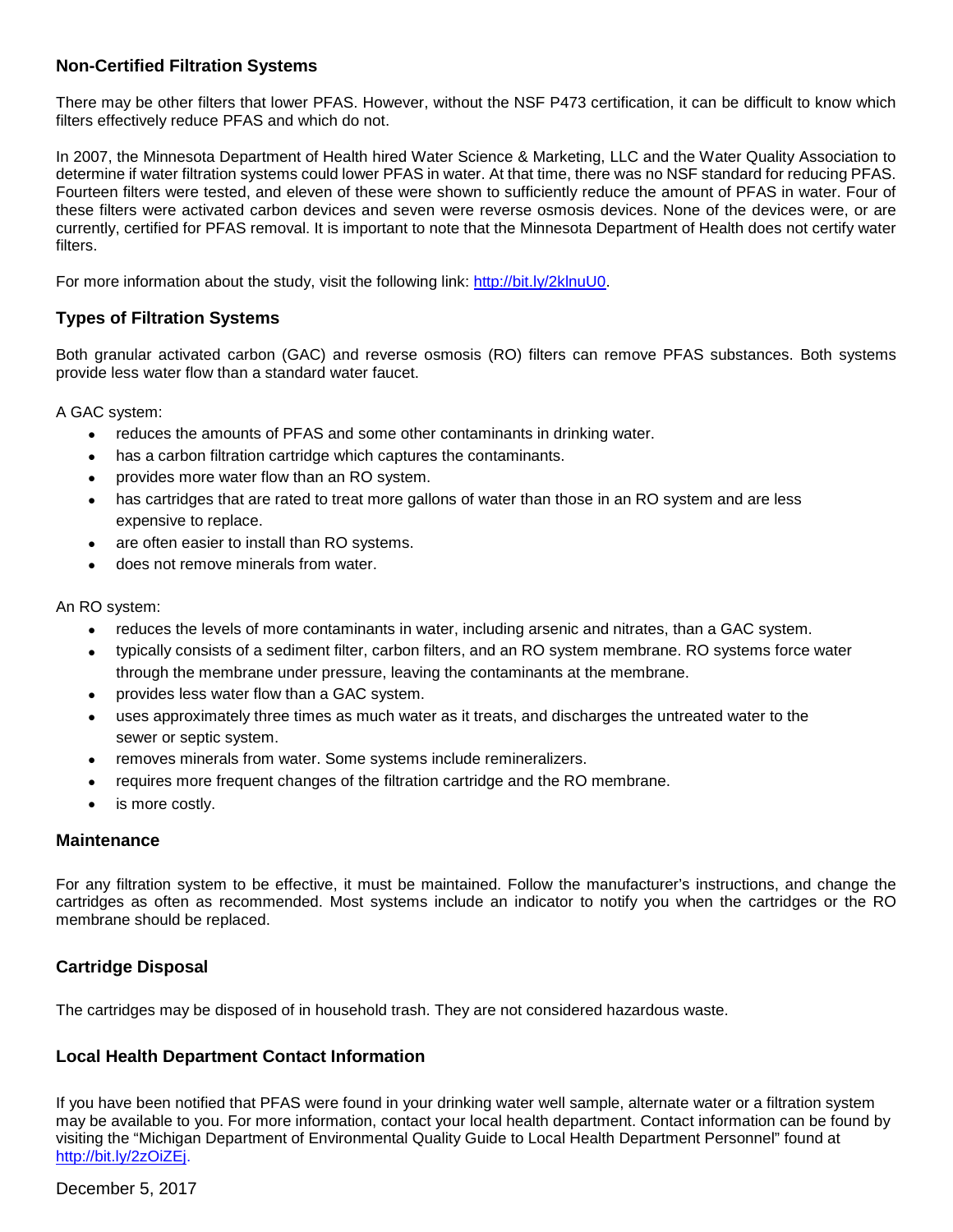## Non-Certified Filtration Systems

There may be other filters that lower PFAS. However, without the NSF P473 certification, it can be difficult to know which filters effectively reduce PFAS and which do not.

In 2007, the Minnesota Department of Health hired Water Science & Marketing, LLC and the Water Quality Association to determine if water filtration systems could lower PFAS in water. At that time, there was no NSF standard for reducing PFAS. Fourteen filters were tested, and eleven of these were shown to sufficiently reduce the amount of PFAS in water. Four of these filters were activated carbon devices and seven were reverse osmosis devices. None of the devices were, or are currently, certified for PFAS removal. It is important to note that the Minnesota Department of Health does not certify water filters.

For more information about the study, visit the following link: http://bit.ly/2klnuU0.

## Types of Filtration Systems

Both granular activated carbon (GAC) and reverse osmosis (RO) filters can remove PFAS substances. Both systems provide less water flow than a standard water faucet.

A GAC system:

- reduces the amounts of PFAS and some other contaminants in drinking water.
- has a carbon filtration cartridge which captures the contaminants.
- provides more water flow than an RO system.
- has cartridges that are rated to treat more gallons of water than those in an RO system and are less expensive to replace.
- are often easier to install than RO systems.
- does not remove minerals from water.

An RO system:

- reduces the levels of more contaminants in water, including arsenic and nitrates, than a GAC system.
- typically consists of a sediment filter, carbon filters, and an RO system membrane. RO systems force water through the membrane under pressure, leaving the contaminants at the membrane.
- provides less water flow than a GAC system.
- uses approximately three times as much water as it treats, and discharges the untreated water to the sewer or septic system.
- removes minerals from water. Some systems include remineralizers.
- requires more frequent changes of the filtration cartridge and the RO membrane.
- is more costly.

## Maintenance

For any filtration system to be effective, it must be maintained. Follow the manufacturer's instructions, and change the cartridges as often as recommended. Most systems include an indicator to notify you when the cartridges or the RO membrane should be replaced.

## Cartridge Disposal

The cartridges may be disposed of in household trash. They are not considered hazardous waste.

## Local Health Department Contact Information

If you have been notified that PFAS were found in your drinking water well sample, alternate water or a filtration system may be available to you. For more information, contact your local health department. Contact information can be found by visiting the "Michigan Department of Environmental Quality Guide to Local Health Department Personnel" found at http://bit.ly/2zOiZEj.

December 5, 2017